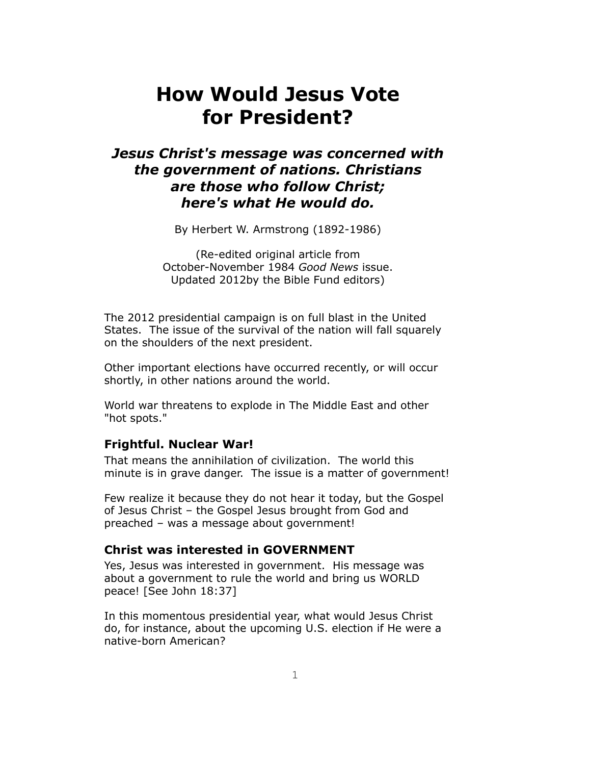# How Would Jesus Vote for President?

## *Jesus Christ's message was concerned with the government of nations. Christians are those who follow Christ; here's what He would do.*

By Herbert W. Armstrong (1892-1986)

(Re-edited original article from October-November 1984 *Good News* issue. Updated 2012by the Bible Fund editors)

The 2012 presidential campaign is on full blast in the United States. The issue of the survival of the nation will fall squarely on the shoulders of the next president.

Other important elections have occurred recently, or will occur shortly, in other nations around the world.

World war threatens to explode in The Middle East and other "hot spots."

### Frightful. Nuclear War!

That means the annihilation of civilization. The world this minute is in grave danger. The issue is a matter of government!

Few realize it because they do not hear it today, but the Gospel of Jesus Christ – the Gospel Jesus brought from God and preached – was a message about government!

### Christ was interested in GOVERNMENT

Yes, Jesus was interested in government. His message was about a government to rule the world and bring us WORLD peace! [See John 18:37]

In this momentous presidential year, what would Jesus Christ do, for instance, about the upcoming U.S. election if He were a native-born American?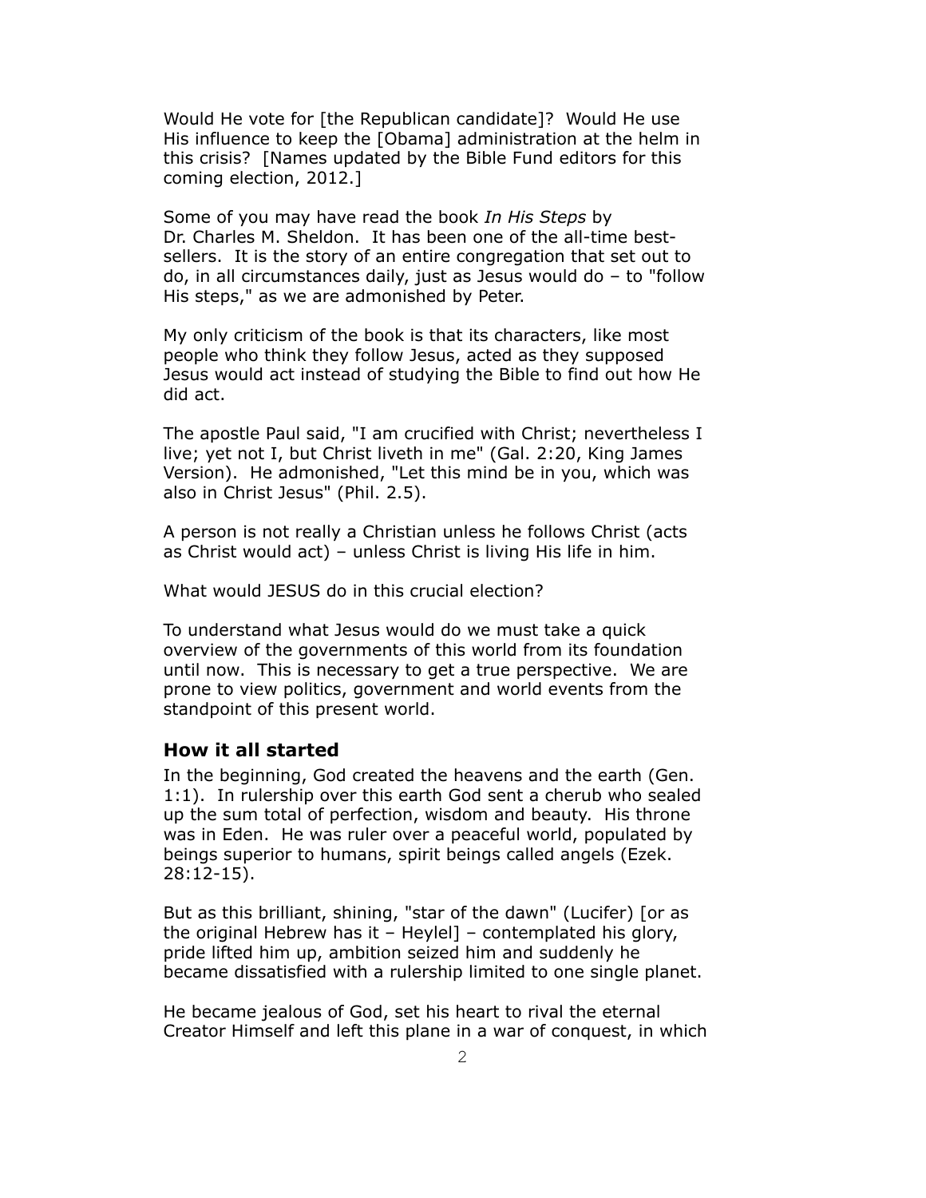Would He vote for [the Republican candidate]? Would He use His influence to keep the [Obama] administration at the helm in this crisis? [Names updated by the Bible Fund editors for this coming election, 2012.]

Some of you may have read the book *In His Steps* by Dr. Charles M. Sheldon. It has been one of the all-time best-sellers. It is the story of an entire congregation that set out to do, in all circumstances daily, just as Jesus would do – to "follow His steps," as we are admonished by Peter.

My only criticism of the book is that its characters, like most people who think they follow Jesus, acted as they supposed Jesus would act instead of studying the Bible to find out how He did act.

The apostle Paul said, "I am crucified with Christ; nevertheless I live; yet not I, but Christ liveth in me" (Gal. 2:20, King James Version). He admonished, "Let this mind be in you, which was also in Christ Jesus" (Phil. 2.5).

A person is not really a Christian unless he follows Christ (acts as Christ would act) – unless Christ is living His life in him.

What would JESUS do in this crucial election?

To understand what Jesus would do we must take a quick overview of the governments of this world from its foundation until now. This is necessary to get a true perspective. We are prone to view politics, government and world events from the standpoint of this present world.

### How it all started

In the beginning, God created the heavens and the earth (Gen. 1:1). In rulership over this earth God sent a cherub who sealed up the sum total of perfection, wisdom and beauty. His throne was in Eden. He was ruler over a peaceful world, populated by beings superior to humans, spirit beings called angels (Ezek. 28:12-15).

But as this brilliant, shining, "star of the dawn" (Lucifer) [or as the original Hebrew has it – Heylel] – contemplated his glory, pride lifted him up, ambition seized him and suddenly he became dissatisfied with a rulership limited to one single planet.

He became jealous of God, set his heart to rival the eternal Creator Himself and left this plane in a war of conquest, in which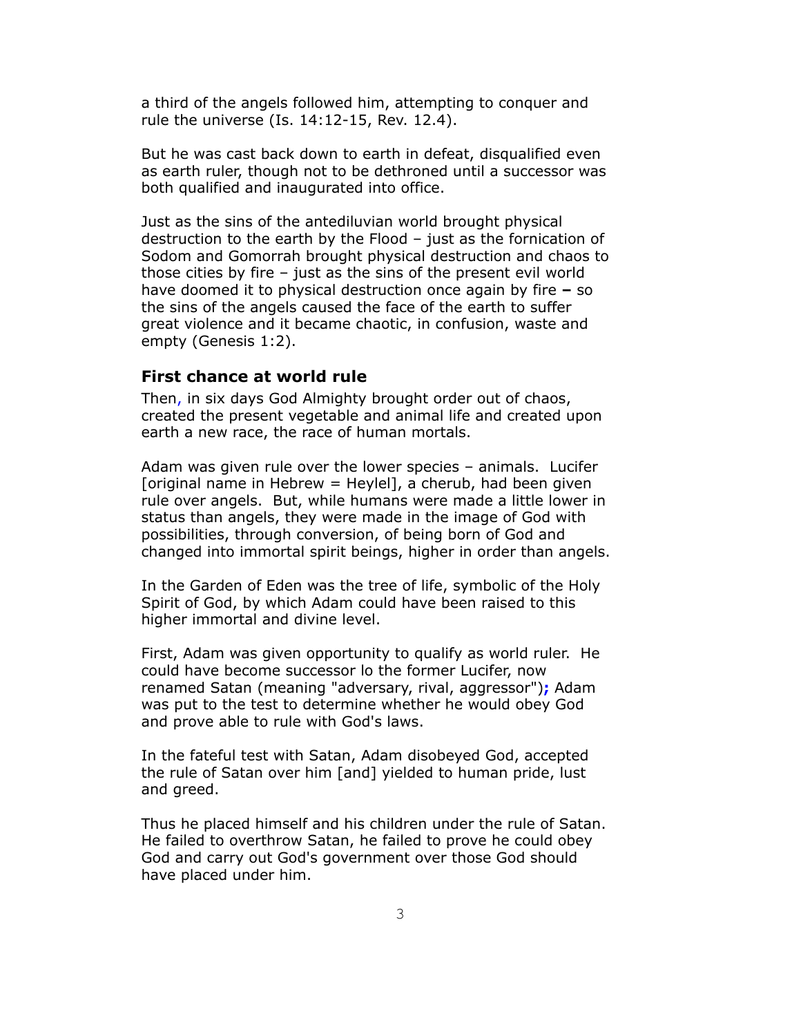a third of the angels followed him, attempting to conquer and rule the universe (Is. 14:12-15, Rev. 12.4).

But he was cast back down to earth in defeat, disqualified even as earth ruler, though not to be dethroned until a successor was both qualified and inaugurated into office.

Just as the sins of the antediluvian world brought physical destruction to the earth by the Flood – just as the fornication of Sodom and Gomorrah brought physical destruction and chaos to those cities by fire – just as the sins of the present evil world have doomed it to physical destruction once again by fire **–** so the sins of the angels caused the face of the earth to suffer great violence and it became chaotic, in confusion, waste and empty (Genesis 1:2).

### First chance at world rule

Then, in six days God Almighty brought order out of chaos, created the present vegetable and animal life and created upon earth a new race, the race of human mortals.

Adam was given rule over the lower species – animals. Lucifer [original name in Hebrew = Heylel], a cherub, had been given rule over angels. But, while humans were made a little lower in status than angels, they were made in the image of God with possibilities, through conversion, of being born of God and changed into immortal spirit beings, higher in order than angels.

In the Garden of Eden was the tree of life, symbolic of the Holy Spirit of God, by which Adam could have been raised to this higher immortal and divine level.

First, Adam was given opportunity to qualify as world ruler. He could have become successor lo the former Lucifer, now renamed Satan (meaning "adversary, rival, aggressor")**;** Adam was put to the test to determine whether he would obey God and prove able to rule with God's laws.

In the fateful test with Satan, Adam disobeyed God, accepted the rule of Satan over him [and] yielded to human pride, lust and greed.

Thus he placed himself and his children under the rule of Satan. He failed to overthrow Satan, he failed to prove he could obey God and carry out God's government over those God should have placed under him.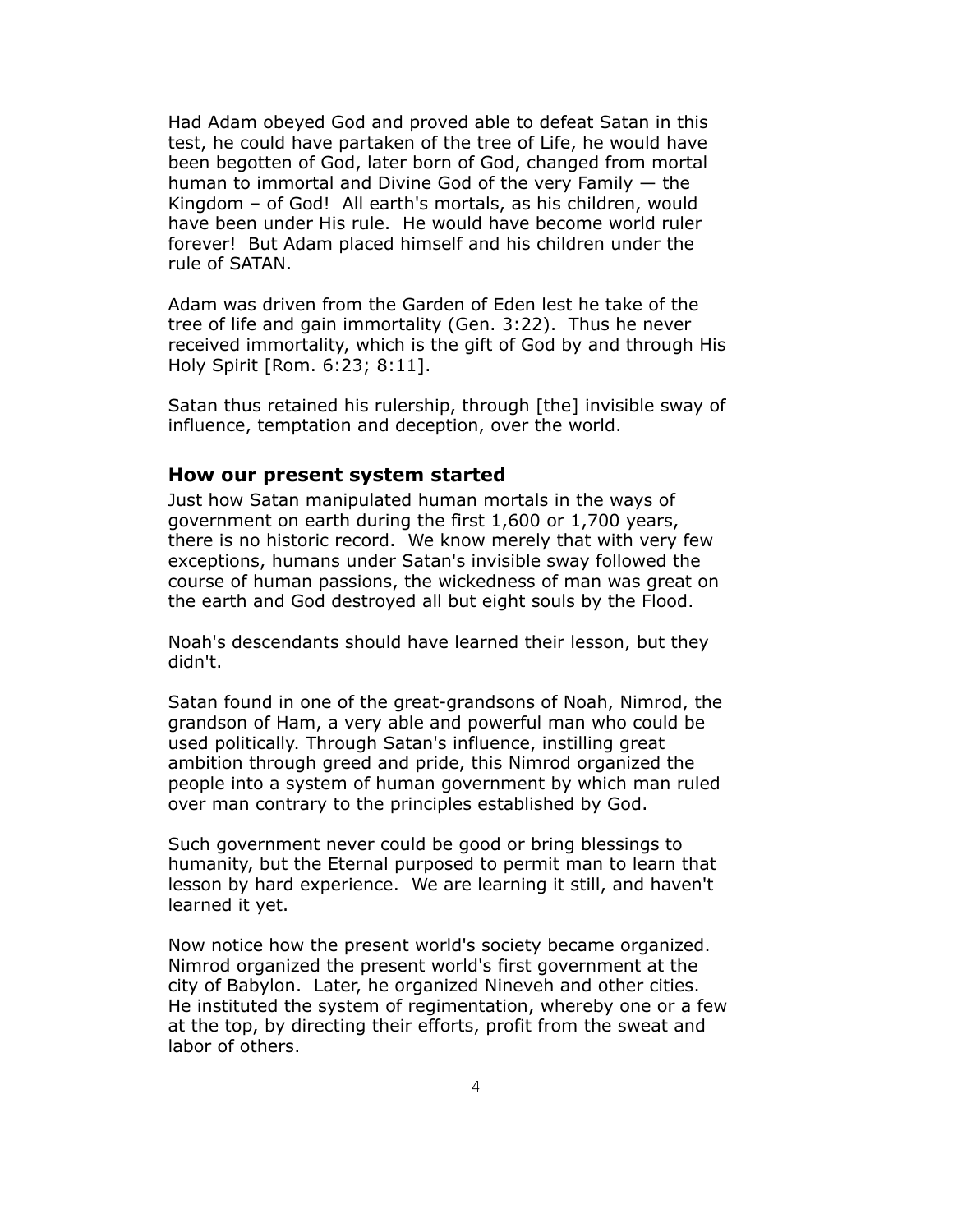Had Adam obeyed God and proved able to defeat Satan in this test, he could have partaken of the tree of Life, he would have been begotten of God, later born of God, changed from mortal human to immortal and Divine God of the very Family — the Kingdom – of God! All earth's mortals, as his children, would have been under His rule. He would have become world ruler forever! But Adam placed himself and his children under the rule of SATAN.

Adam was driven from the Garden of Eden lest he take of the tree of life and gain immortality (Gen. 3:22). Thus he never received immortality, which is the gift of God by and through His Holy Spirit [Rom. 6:23; 8:11].

Satan thus retained his rulership, through [the] invisible sway of influence, temptation and deception, over the world.

## How our present system started

Just how Satan manipulated human mortals in the ways of government on earth during the first 1,600 or 1,700 years, there is no historic record. We know merely that with very few exceptions, humans under Satan's invisible sway followed the course of human passions, the wickedness of man was great on the earth and God destroyed all but eight souls by the Flood.

Noah's descendants should have learned their lesson, but they didn't.

Satan found in one of the great-grandsons of Noah, Nimrod, the grandson of Ham, a very able and powerful man who could be used politically. Through Satan's influence, instilling great ambition through greed and pride, this Nimrod organized the people into a system of human government by which man ruled over man contrary to the principles established by God.

Such government never could be good or bring blessings to humanity, but the Eternal purposed to permit man to learn that lesson by hard experience. We are learning it still, and haven't learned it yet.

Now notice how the present world's society became organized. Nimrod organized the present world's first government at the city of Babylon. Later, he organized Nineveh and other cities. He instituted the system of regimentation, whereby one or a few at the top, by directing their efforts, profit from the sweat and labor of others.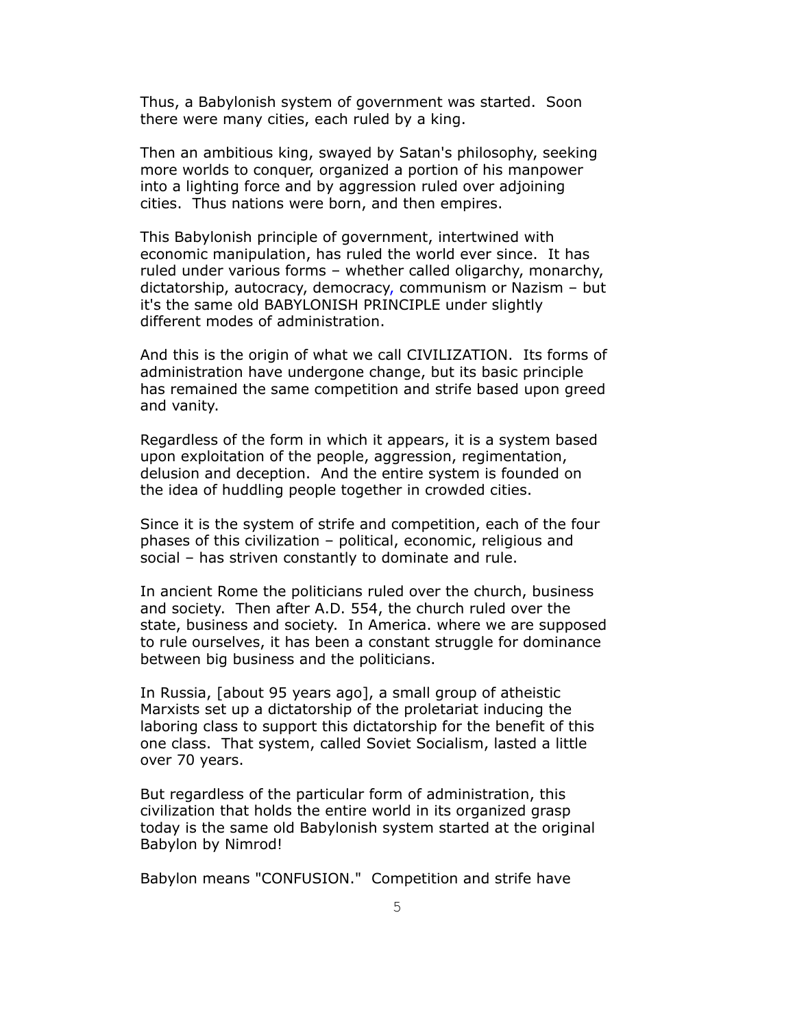Thus, a Babylonish system of government was started. Soon there were many cities, each ruled by a king.

Then an ambitious king, swayed by Satan's philosophy, seeking more worlds to conquer, organized a portion of his manpower into a lighting force and by aggression ruled over adjoining cities. Thus nations were born, and then empires.

This Babylonish principle of government, intertwined with economic manipulation, has ruled the world ever since. It has ruled under various forms – whether called oligarchy, monarchy, dictatorship, autocracy, democracy, communism or Nazism – but it's the same old BABYLONISH PRINCIPLE under slightly different modes of administration.

And this is the origin of what we call CIVILIZATION. Its forms of administration have undergone change, but its basic principle has remained the same competition and strife based upon greed and vanity.

Regardless of the form in which it appears, it is a system based upon exploitation of the people, aggression, regimentation, delusion and deception. And the entire system is founded on the idea of huddling people together in crowded cities.

Since it is the system of strife and competition, each of the four phases of this civilization – political, economic, religious and social – has striven constantly to dominate and rule.

In ancient Rome the politicians ruled over the church, business and society. Then after A.D. 554, the church ruled over the state, business and society. In America. where we are supposed to rule ourselves, it has been a constant struggle for dominance between big business and the politicians.

In Russia, [about 95 years ago], a small group of atheistic Marxists set up a dictatorship of the proletariat inducing the laboring class to support this dictatorship for the benefit of this one class. That system, called Soviet Socialism, lasted a little over 70 years.

But regardless of the particular form of administration, this civilization that holds the entire world in its organized grasp today is the same old Babylonish system started at the original Babylon by Nimrod!

Babylon means "CONFUSION." Competition and strife have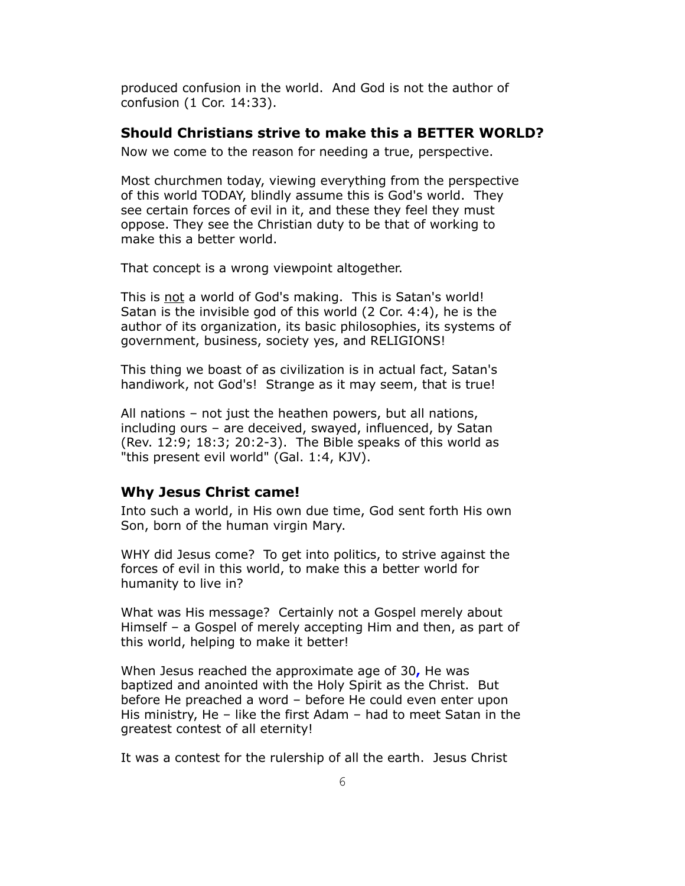produced confusion in the world. And God is not the author of confusion (1 Cor. 14:33).

### Should Christians strive to make this a BETTER WORLD?

Now we come to the reason for needing a true, perspective.

Most churchmen today, viewing everything from the perspective of this world TODAY, blindly assume this is God's world. They see certain forces of evil in it, and these they feel they must oppose. They see the Christian duty to be that of working to make this a better world.

That concept is a wrong viewpoint altogether.

This is <u>not</u> a world of God's making. This is Satan's world! Satan is the invisible god of this world (2 Cor. 4:4), he is the author of its organization, its basic philosophies, its systems of government, business, society yes, and RELIGIONS!

This thing we boast of as civilization is in actual fact, Satan's handiwork, not God's! Strange as it may seem, that is true!

All nations – not just the heathen powers, but all nations, including ours – are deceived, swayed, influenced, by Satan (Rev. 12:9; 18:3; 20:2-3). The Bible speaks of this world as "this present evil world" (Gal. 1:4, KJV).

### Why Jesus Christ came!

Into such a world, in His own due time, God sent forth His own Son, born of the human virgin Mary.

WHY did Jesus come? To get into politics, to strive against the forces of evil in this world, to make this a better world for humanity to live in?

What was His message? Certainly not a Gospel merely about Himself – a Gospel of merely accepting Him and then, as part of this world, helping to make it better!

When Jesus reached the approximate age of 30, He was baptized and anointed with the Holy Spirit as the Christ. But before He preached a word – before He could even enter upon His ministry, He – like the first Adam – had to meet Satan in the greatest contest of all eternity!

It was a contest for the rulership of all the earth. Jesus Christ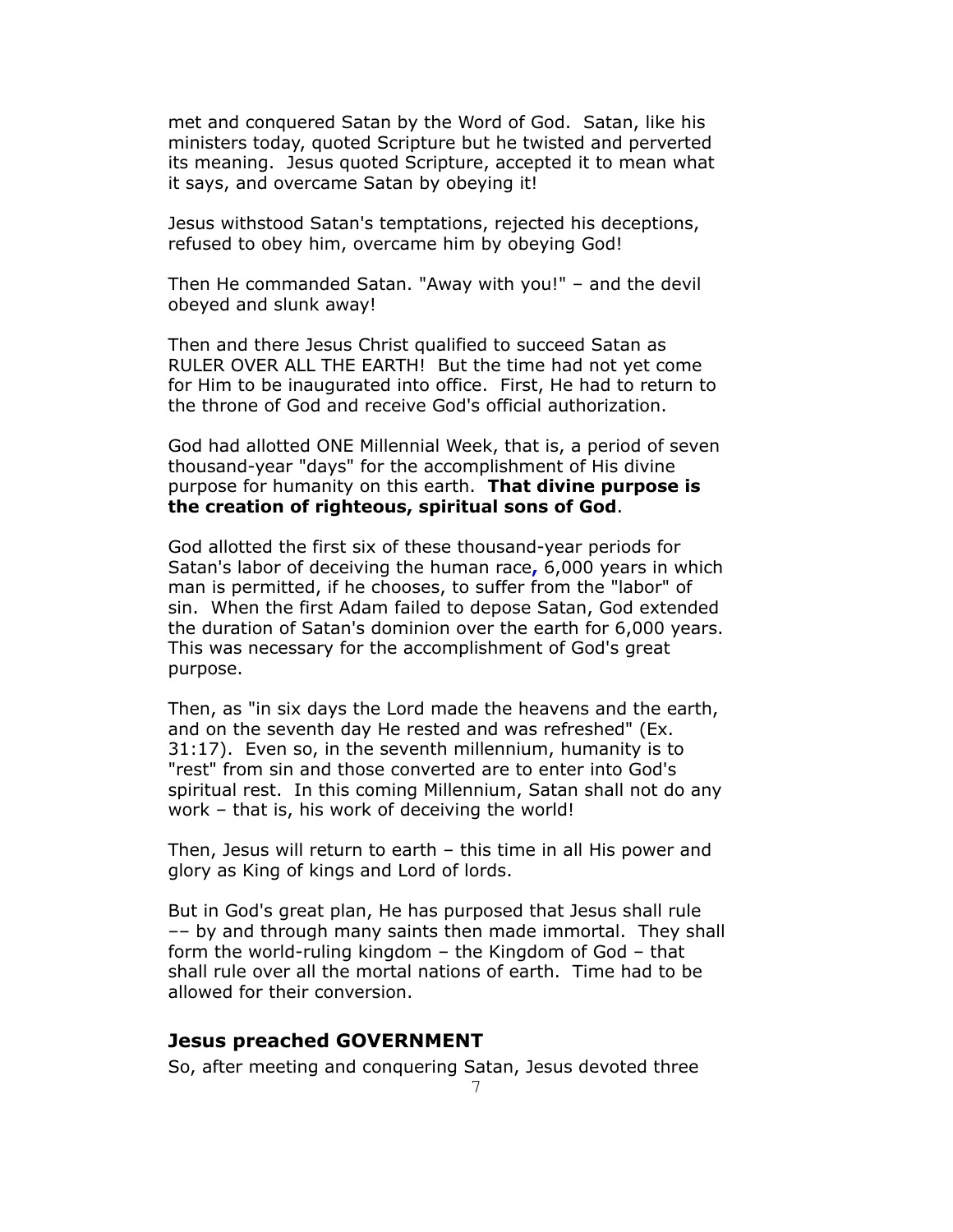met and conquered Satan by the Word of God. Satan, like his ministers today, quoted Scripture but he twisted and perverted its meaning. Jesus quoted Scripture, accepted it to mean what it says, and overcame Satan by obeying it!

Jesus withstood Satan's temptations, rejected his deceptions, refused to obey him, overcame him by obeying God!

Then He commanded Satan. "Away with you!" – and the devil obeyed and slunk away!

Then and there Jesus Christ qualified to succeed Satan as RULER OVER ALL THE EARTH! But the time had not yet come for Him to be inaugurated into office. First, He had to return to the throne of God and receive God's official authorization.

God had allotted ONE Millennial Week, that is, a period of seven thousand-year "days" for the accomplishment of His divine purpose for humanity on this earth. **That divine purpose is the creation of righteous, spiritual sons of God**.

God allotted the first six of these thousand-year periods for Satan's labor of deceiving the human race, 6,000 years in which man is permitted, if he chooses, to suffer from the "labor" of sin. When the first Adam failed to depose Satan, God extended the duration of Satan's dominion over the earth for 6,000 years. This was necessary for the accomplishment of God's great purpose.

Then, as "in six days the Lord made the heavens and the earth, and on the seventh day He rested and was refreshed" (Ex. 31:17). Even so, in the seventh millennium, humanity is to "rest" from sin and those converted are to enter into God's spiritual rest. In this coming Millennium, Satan shall not do any work – that is, his work of deceiving the world!

Then, Jesus will return to earth – this time in all His power and glory as King of kings and Lord of lords.

But in God's great plan, He has purposed that Jesus shall rule –– by and through many saints then made immortal. They shall form the world-ruling kingdom – the Kingdom of God – that shall rule over all the mortal nations of earth. Time had to be allowed for their conversion.

### Jesus preached GOVERNMENT

So, after meeting and conquering Satan, Jesus devoted three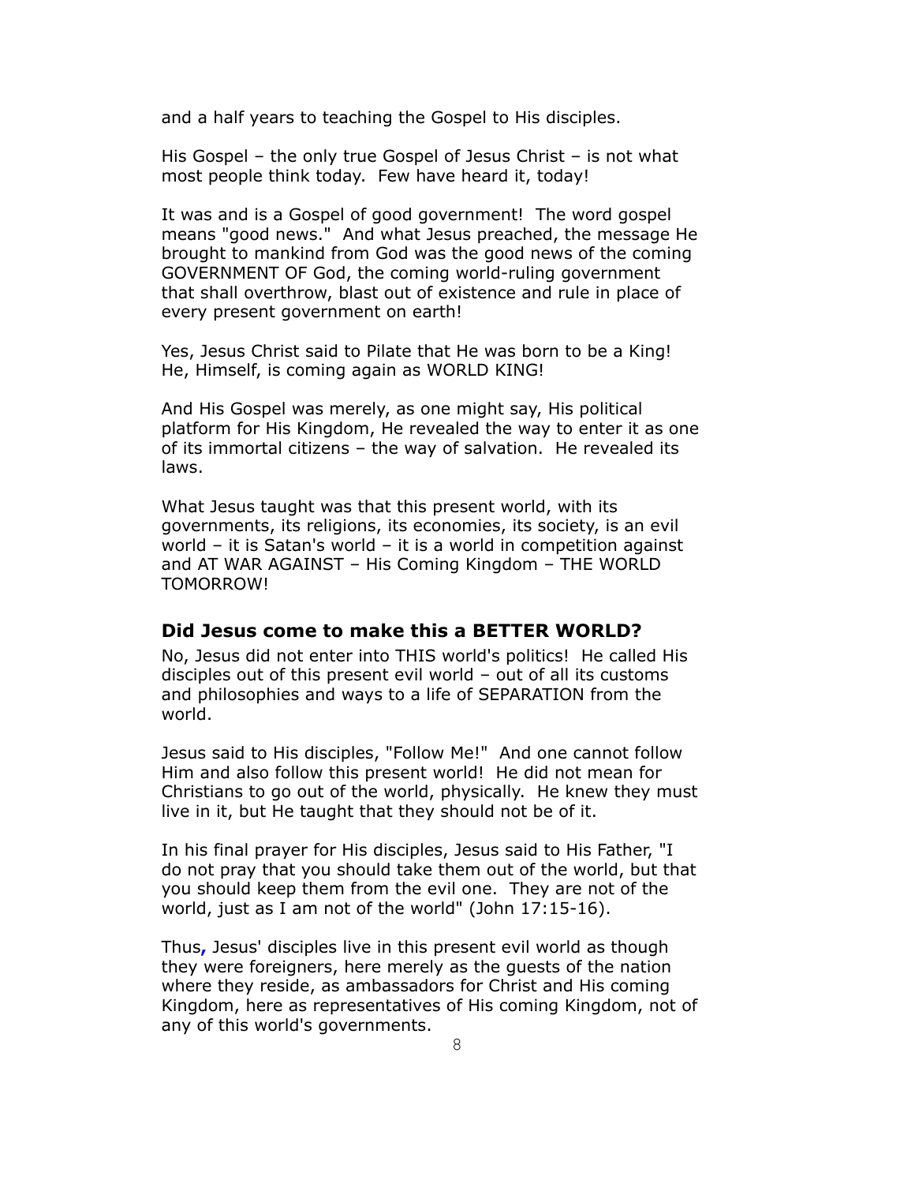and a half years to teaching the Gospel to His disciples.

His Gospel – the only true Gospel of Jesus Christ – is not what most people think today. Few have heard it, today!

It was and is a Gospel of good government! The word gospel means "good news." And what Jesus preached, the message He brought to mankind from God was the good news of the coming GOVERNMENT OF God, the coming world-ruling government that shall overthrow, blast out of existence and rule in place of every present government on earth!

Yes, Jesus Christ said to Pilate that He was born to be a King! He, Himself, is coming again as WORLD KING!

And His Gospel was merely, as one might say, His political platform for His Kingdom, He revealed the way to enter it as one of its immortal citizens – the way of salvation. He revealed its laws.

What Jesus taught was that this present world, with its governments, its religions, its economies, its society, is an evil world – it is Satan's world – it is a world in competition against and AT WAR AGAINST – His Coming Kingdom – THE WORLD TOMORROW!

### Did Jesus come to make this a BETTER WORLD?

No, Jesus did not enter into THIS world's politics! He called His disciples out of this present evil world – out of all its customs and philosophies and ways to a life of SEPARATION from the world.

Jesus said to His disciples, "Follow Me!" And one cannot follow Him and also follow this present world! He did not mean for Christians to go out of the world, physically. He knew they must live in it, but He taught that they should not be of it.

In his final prayer for His disciples, Jesus said to His Father, "I do not pray that you should take them out of the world, but that you should keep them from the evil one. They are not of the world, just as I am not of the world" (John 17:15-16).

Thus, Jesus' disciples live in this present evil world as though they were foreigners, here merely as the guests of the nation where they reside, as ambassadors for Christ and His coming Kingdom, here as representatives of His coming Kingdom, not of any of this world's governments.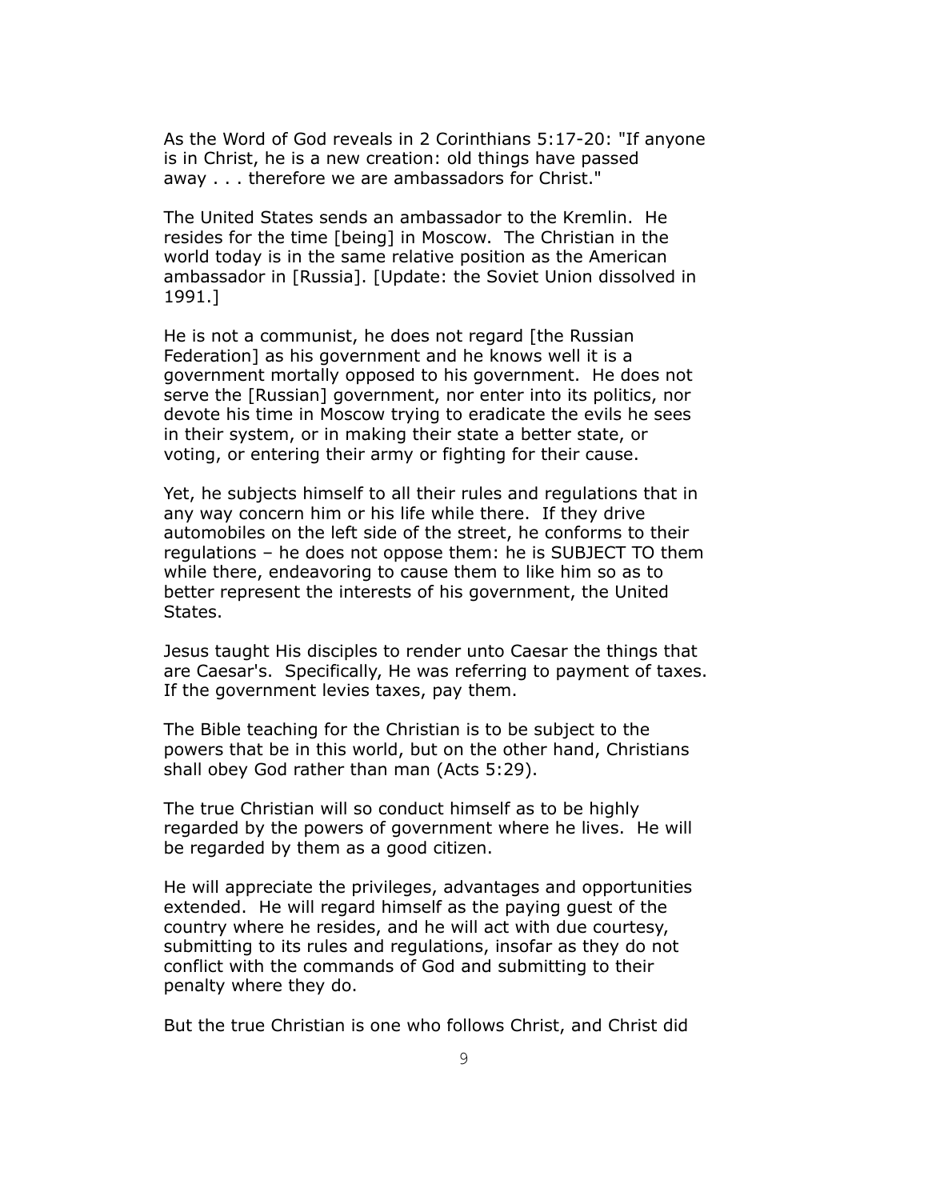As the Word of God reveals in 2 Corinthians 5:17-20: "If anyone is in Christ, he is a new creation: old things have passed away . . . therefore we are ambassadors for Christ."

The United States sends an ambassador to the Kremlin. He resides for the time [being] in Moscow. The Christian in the world today is in the same relative position as the American ambassador in [Russia]. [Update: the Soviet Union dissolved in 1991.]

He is not a communist, he does not regard [the Russian Federation] as his government and he knows well it is a government mortally opposed to his government. He does not serve the [Russian] government, nor enter into its politics, nor devote his time in Moscow trying to eradicate the evils he sees in their system, or in making their state a better state, or voting, or entering their army or fighting for their cause.

Yet, he subjects himself to all their rules and regulations that in any way concern him or his life while there. If they drive automobiles on the left side of the street, he conforms to their regulations – he does not oppose them: he is SUBJECT TO them while there, endeavoring to cause them to like him so as to better represent the interests of his government, the United States.

Jesus taught His disciples to render unto Caesar the things that are Caesar's. Specifically, He was referring to payment of taxes. If the government levies taxes, pay them.

The Bible teaching for the Christian is to be subject to the powers that be in this world, but on the other hand, Christians shall obey God rather than man (Acts 5:29).

The true Christian will so conduct himself as to be highly regarded by the powers of government where he lives. He will be regarded by them as a good citizen.

He will appreciate the privileges, advantages and opportunities extended. He will regard himself as the paying guest of the country where he resides, and he will act with due courtesy, submitting to its rules and regulations, insofar as they do not conflict with the commands of God and submitting to their penalty where they do.

But the true Christian is one who follows Christ, and Christ did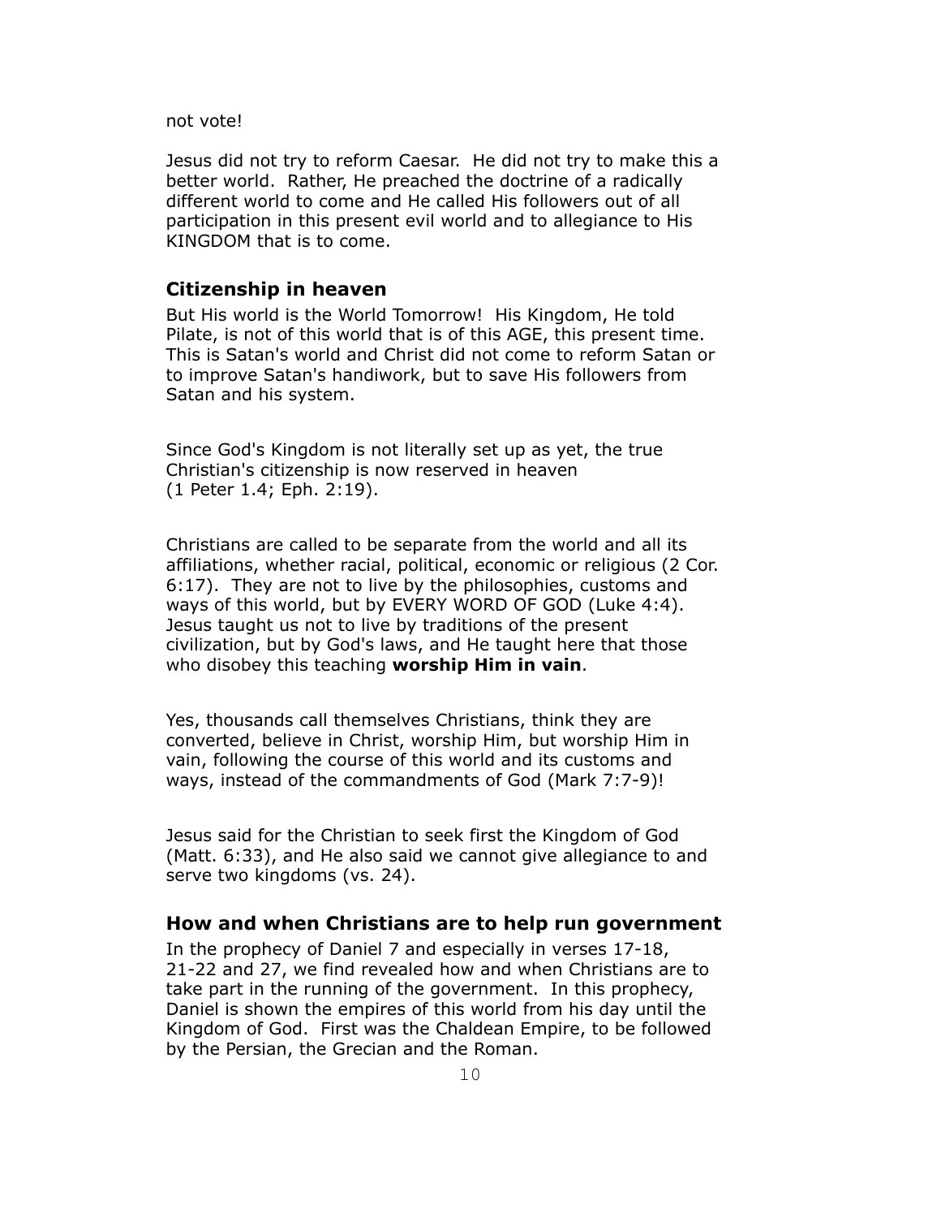not vote!

Jesus did not try to reform Caesar. He did not try to make this a better world. Rather, He preached the doctrine of a radically different world to come and He called His followers out of all participation in this present evil world and to allegiance to His KINGDOM that is to come.

### Citizenship in heaven

But His world is the World Tomorrow! His Kingdom, He told Pilate, is not of this world that is of this AGE, this present time. This is Satan's world and Christ did not come to reform Satan or to improve Satan's handiwork, but to save His followers from Satan and his system.

Since God's Kingdom is not literally set up as yet, the true Christian's citizenship is now reserved in heaven (1 Peter 1.4; Eph. 2:19).

Christians are called to be separate from the world and all its affiliations, whether racial, political, economic or religious (2 Cor. 6:17). They are not to live by the philosophies, customs and ways of this world, but by EVERY WORD OF GOD (Luke 4:4). Jesus taught us not to live by traditions of the present civilization, but by God's laws, and He taught here that those who disobey this teaching **worship Him in vain**.

Yes, thousands call themselves Christians, think they are converted, believe in Christ, worship Him, but worship Him in vain, following the course of this world and its customs and ways, instead of the commandments of God (Mark 7:7-9)!

Jesus said for the Christian to seek first the Kingdom of God (Matt. 6:33), and He also said we cannot give allegiance to and serve two kingdoms (vs. 24).

### How and when Christians are to help run government

In the prophecy of Daniel 7 and especially in verses 17-18, 21-22 and 27, we find revealed how and when Christians are to take part in the running of the government. In this prophecy, Daniel is shown the empires of this world from his day until the Kingdom of God. First was the Chaldean Empire, to be followed by the Persian, the Grecian and the Roman.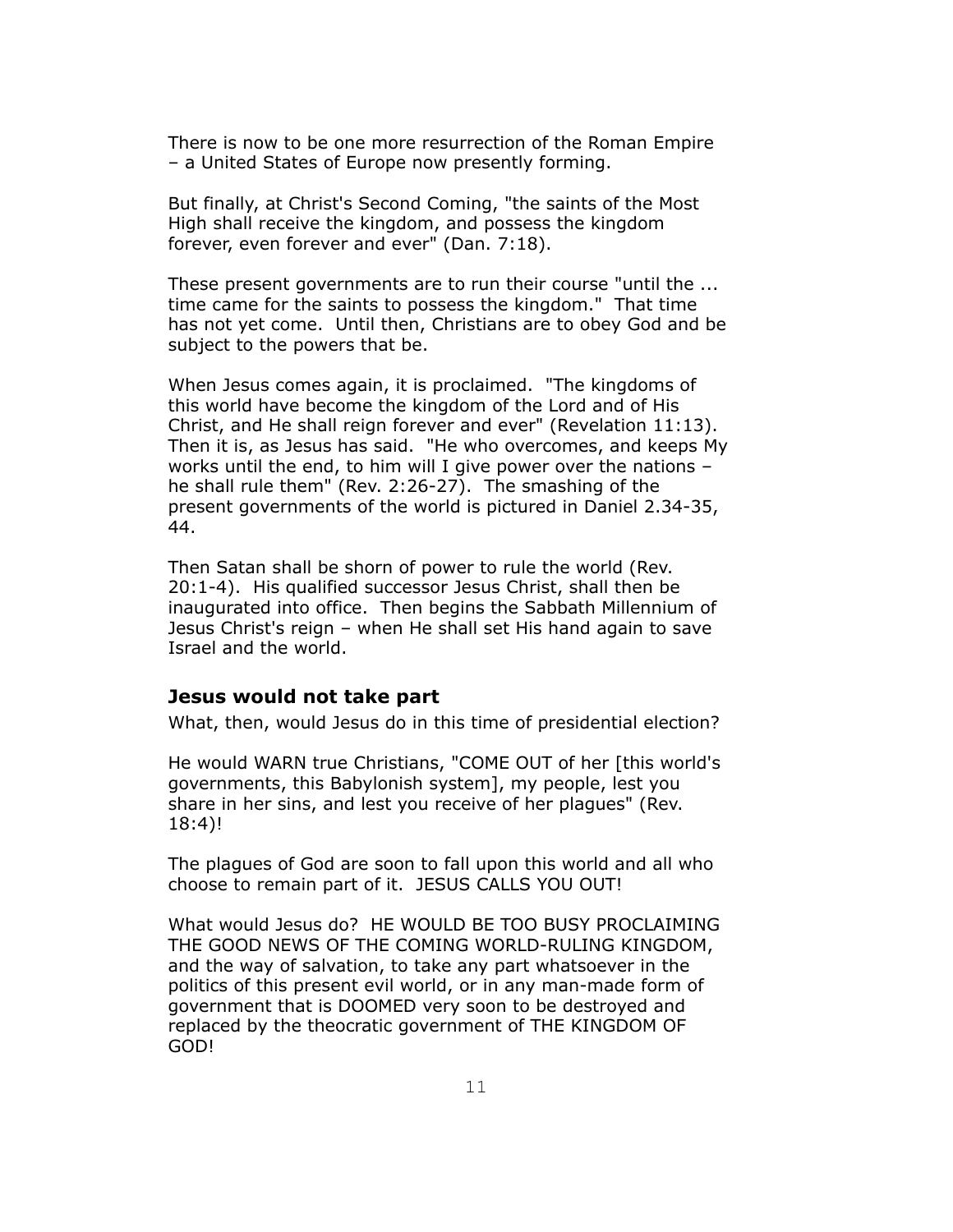There is now to be one more resurrection of the Roman Empire – a United States of Europe now presently forming.

But finally, at Christ's Second Coming, "the saints of the Most High shall receive the kingdom, and possess the kingdom forever, even forever and ever" (Dan. 7:18).

These present governments are to run their course "until the ... time came for the saints to possess the kingdom." That time has not yet come. Until then, Christians are to obey God and be subject to the powers that be.

When Jesus comes again, it is proclaimed. "The kingdoms of this world have become the kingdom of the Lord and of His Christ, and He shall reign forever and ever" (Revelation 11:13). Then it is, as Jesus has said. "He who overcomes, and keeps My works until the end, to him will I give power over the nations – he shall rule them" (Rev. 2:26-27). The smashing of the present governments of the world is pictured in Daniel 2.34-35, 44.

Then Satan shall be shorn of power to rule the world (Rev. 20:1-4). His qualified successor Jesus Christ, shall then be inaugurated into office. Then begins the Sabbath Millennium of Jesus Christ's reign – when He shall set His hand again to save Israel and the world.

### Jesus would not take part

What, then, would Jesus do in this time of presidential election?

He would WARN true Christians, "COME OUT of her [this world's governments, this Babylonish system], my people, lest you share in her sins, and lest you receive of her plagues" (Rev. 18:4)!

The plagues of God are soon to fall upon this world and all who choose to remain part of it. JESUS CALLS YOU OUT!

What would Jesus do? HE WOULD BE TOO BUSY PROCLAIMING THE GOOD NEWS OF THE COMING WORLD-RULING KINGDOM, and the way of salvation, to take any part whatsoever in the politics of this present evil world, or in any man-made form of government that is DOOMED very soon to be destroyed and replaced by the theocratic government of THE KINGDOM OF GOD!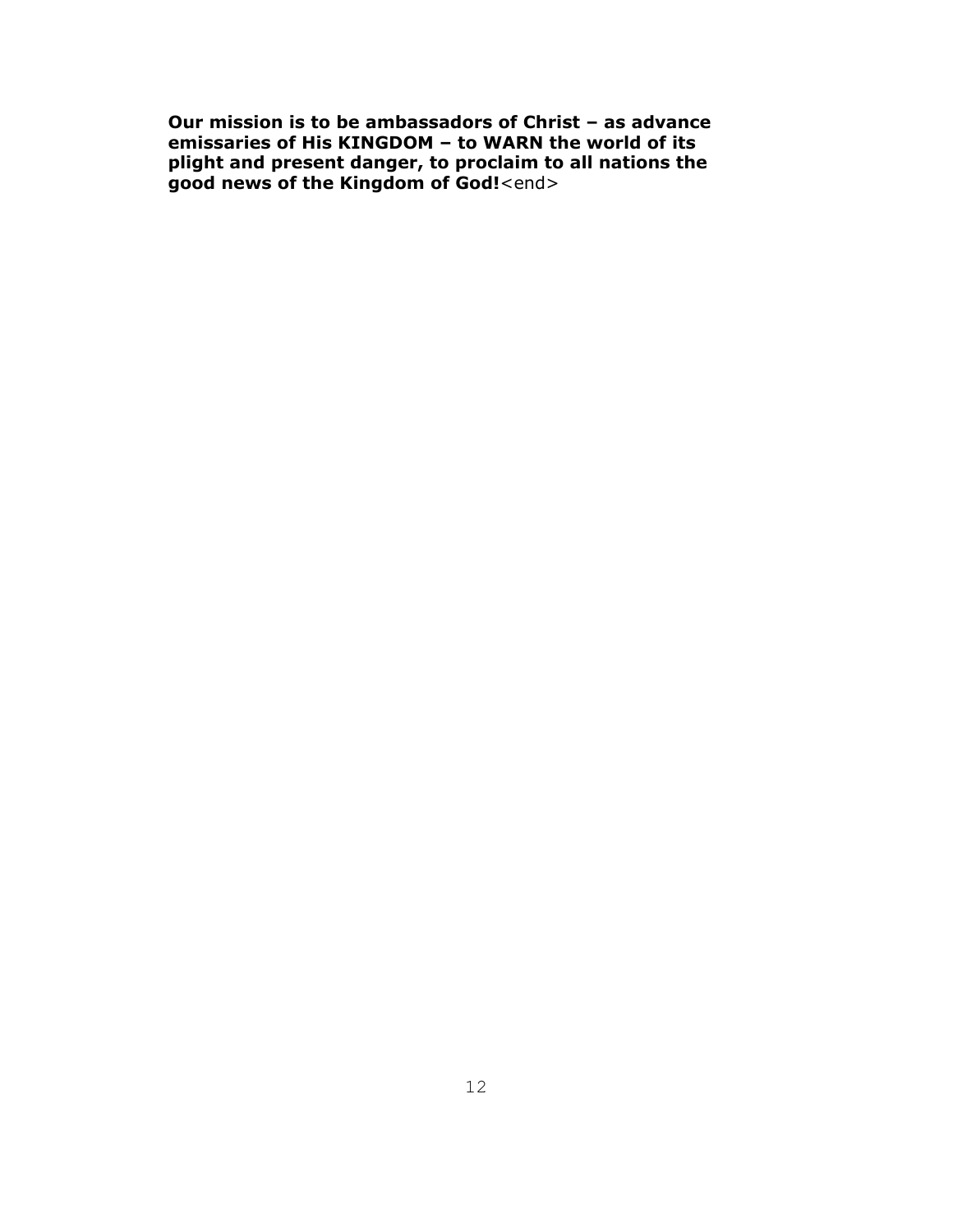**Our mission is to be ambassadors of Christ – as advance emissaries of His KINGDOM – to WARN the world of its plight and present danger, to proclaim to all nations the good news of the Kingdom of God!**<end>